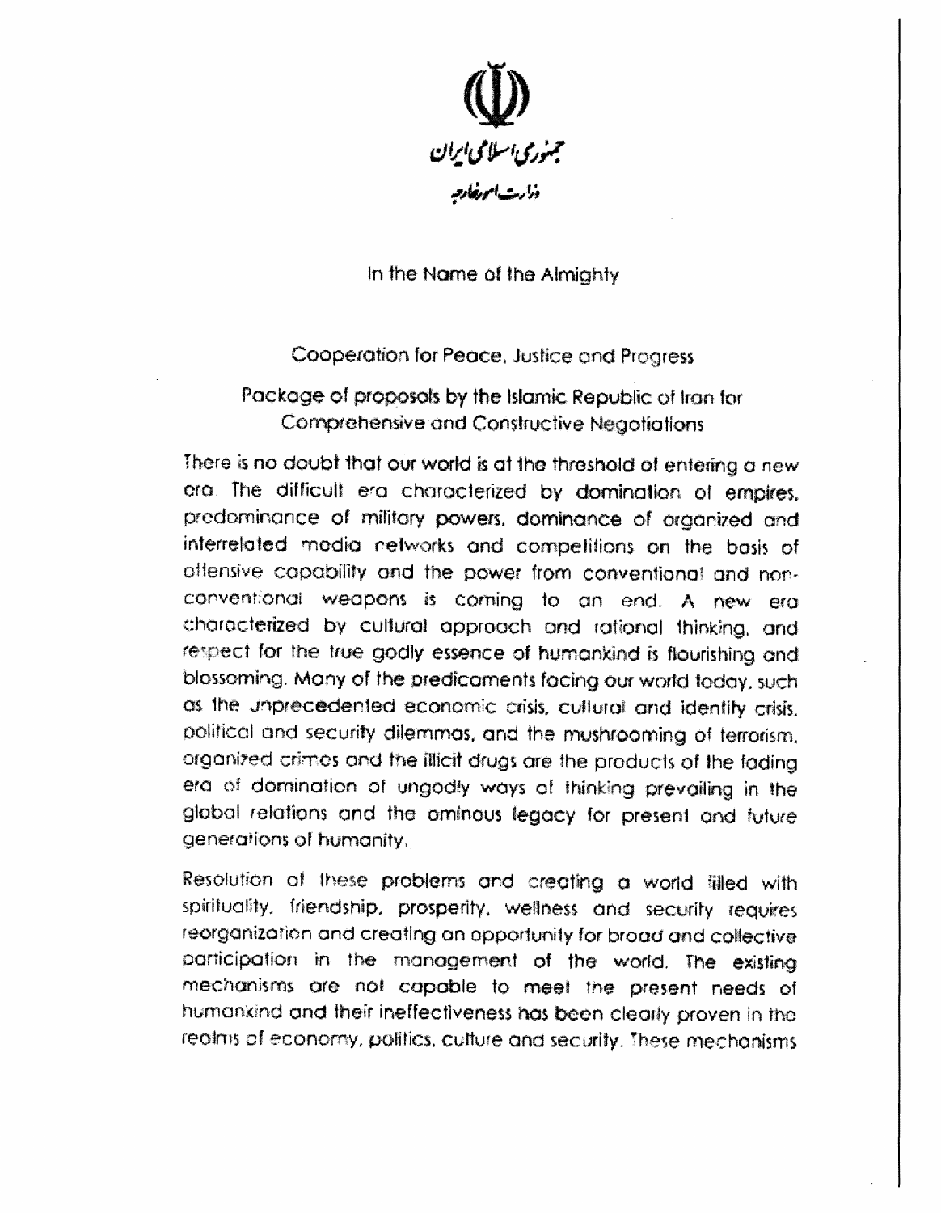جمهوری اسلامی ایران

وزارت امور خارجه

In the Name of the Almighty

Cooperation for Peace, Justice and Progress

Package of proposals by the Islamic Republic of Iran for Comprehensive and Constructive Negotiations

There is no doubt that our world is at the threshold of entering a new era. The difficult era characterized by domination of empires, predominance of military powers, dominance of organized and interrelated media networks and competitions on the basis of offensive capability and the power from conventional and non-conventional weapons is coming to an end. A new era characterized by cultural approach and rational thinking, and respect for the true godly essence of humankind is flourishing and blossoming. Many of the predicaments facing our world today, such as the unprecedented economic crisis, cultural and identity crisis, political and security dilemmas, and the mushrooming of terrorism, organized crimes and the illicit drugs are the products of the fading era of domination of ungodly ways of thinking prevailing in the global relations and the ominous legacy for present and future generations of humanity.

Resolution of these problems and creating a world filled with spirituality, friendship, prosperity, wellness and security requires reorganization and creating an opportunity for broad and collective participation in the management of the world. The existing mechanisms are not capable to meet the present needs of humankind and their ineffectiveness has been clearly proven in the realms of economy, politics, culture and security. These mechanisms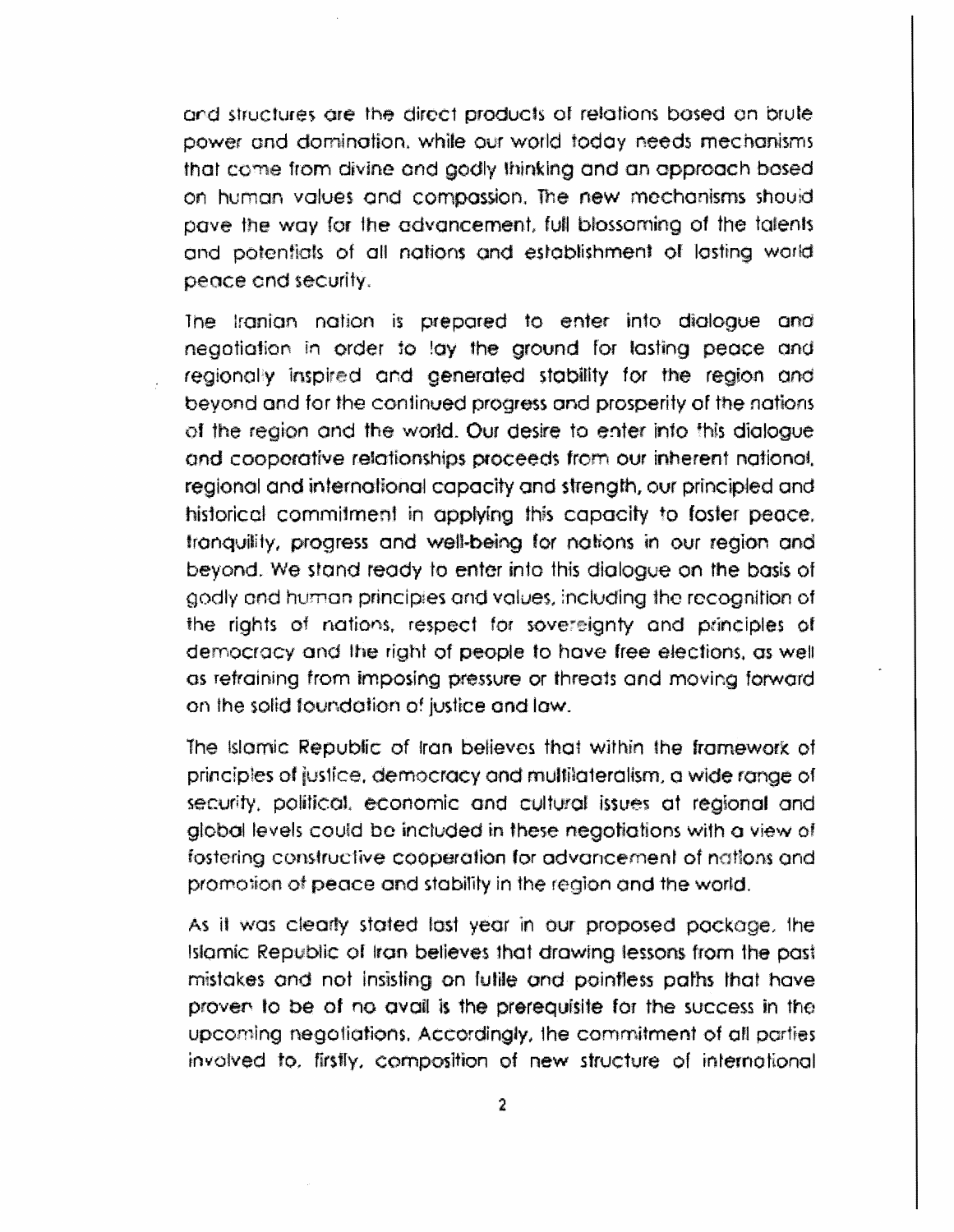and structures are the direct products of relations based on brute power and domination, while our world today needs mechanisms that come from divine and godly thinking and an approach based on human values and compassion. The new mechanisms should pave the way for the advancement, full blossoming of the talents and potentials of all nations and establishment of lasting world peace and security.

The Iranian nation is prepared to enter into dialogue and negotiation in order to lay the ground for lasting peace and regionally inspired and generated stability for the region and beyond and for the continued progress and prosperity of the nations of the region and the world. Our desire to enter into this dialogue and cooperative relationships proceeds from our inherent national, regional and international capacity and strength, our principled and historical commitment in applying this capacity to foster peace, tranquility, progress and well-being for nations in our region and beyond. We stand ready to enter into this dialogue on the basis of godly and human principles and values, including the recognition of the rights of nations, respect for sovereignty and principles of democracy and the right of people to have free elections, as well as refraining from imposing pressure or threats and moving forward on the solid foundation of justice and law.

The Islamic Republic of Iran believes that within the framework of principles of justice, democracy and multilateralism, a wide range of security, political, economic and cultural issues at regional and global levels could be included in these negotiations with a view of fostering constructive cooperation for advancement of nations and promotion of peace and stability in the region and the world.

As it was clearly stated last year in our proposed package, the Islamic Republic of Iran believes that drawing lessons from the past mistakes and not insisting on futile and pointless paths that have proven to be of no avail is the prerequisite for the success in the upcoming negotiations. Accordingly, the commitment of all parties involved to, firstly, composition of new structure of international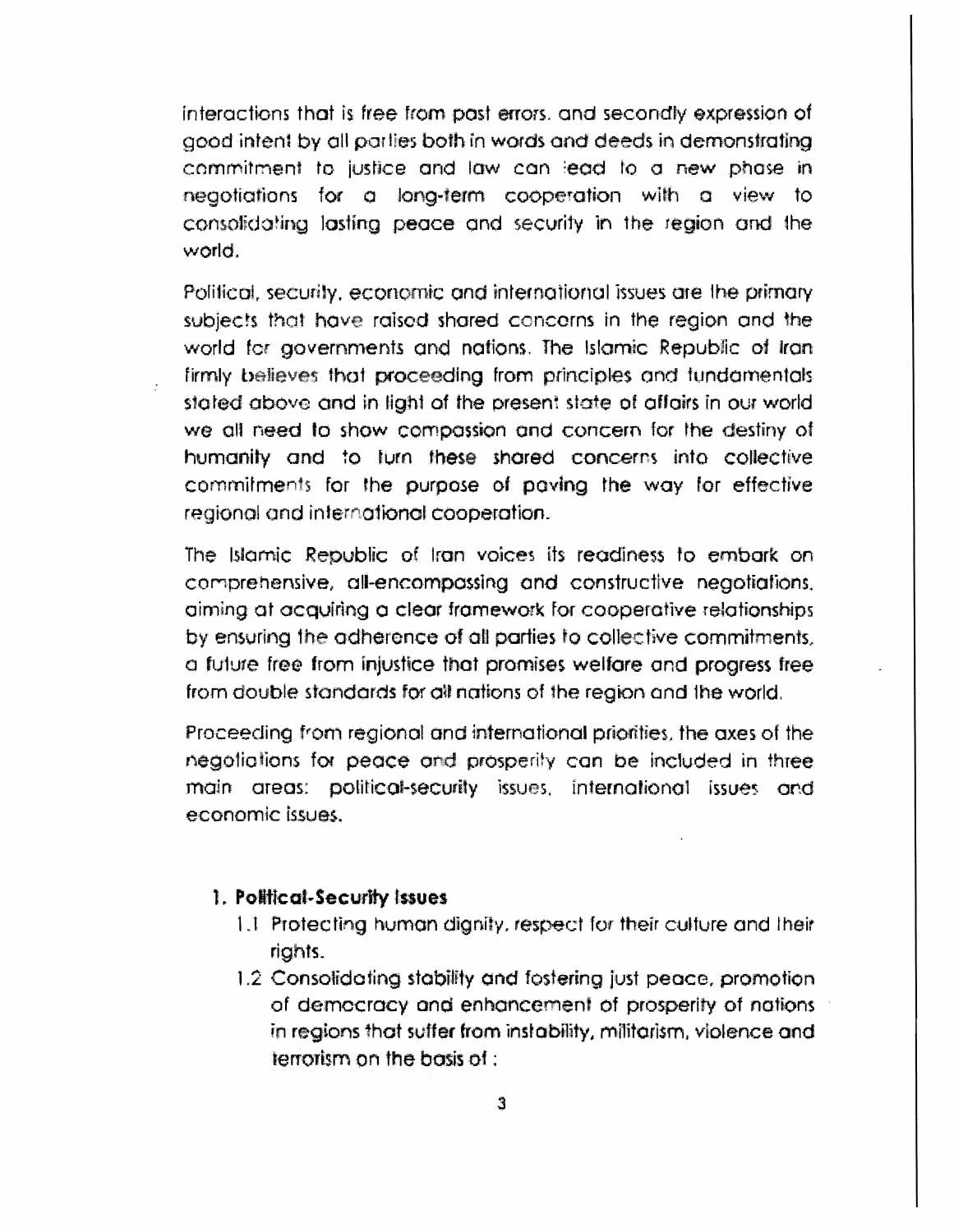interactions that is free from past errors, and secondly expression of good intent by all parties both in words and deeds in demonstrating commitment to justice and law can lead to a new phase in negotiations for a long-term cooperation with a view to consolidating lasting peace and security in the region and the world.

Political, security, economic and international issues are the primary subjects that have raised shared concerns in the region and the world for governments and nations. The Islamic Republic of Iran firmly believes that proceeding from principles and fundamentals stated above and in light of the present state of affairs in our world we all need to show compassion and concern for the destiny of humanity and to turn these shared concerns into collective commitments for the purpose of paving the way for effective regional and international cooperation.

The Islamic Republic of Iran voices its readiness to embark on comprehensive, all-encompassing and constructive negotiations, aiming at acquiring a clear framework for cooperative relationships by ensuring the adherence of all parties to collective commitments, a future free from injustice that promises welfare and progress free from double standards for all nations of the region and the world.

Proceeding from regional and international priorities, the axes of the negotiations for peace and prosperity can be included in three main areas: political-security issues, international issues and economic issues.

**1. Political-Security Issues**

1.1 Protecting human dignity, respect for their culture and their rights.

1.2 Consolidating stability and fostering just peace, promotion of democracy and enhancement of prosperity of nations in regions that suffer from instability, militarism, violence and terrorism on the basis of :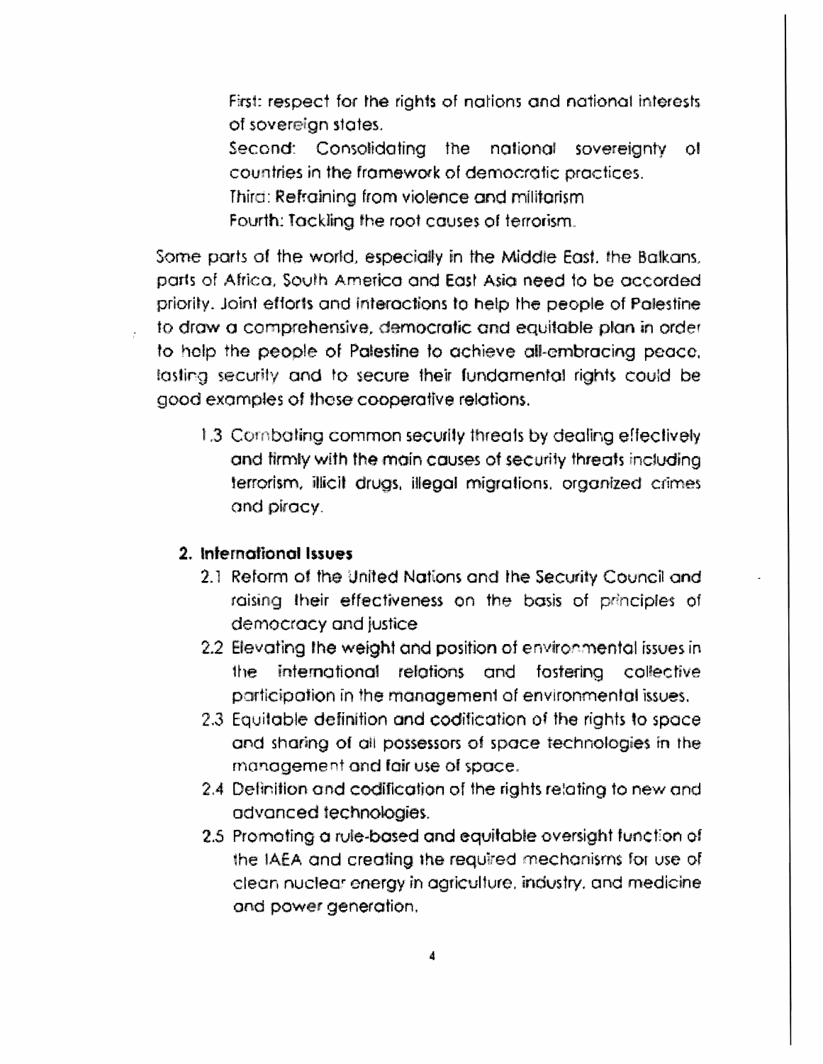First: respect for the rights of nations and national interests of sovereign states.

Second: Consolidating the national sovereignty of countries in the framework of democratic practices.

Third: Refraining from violence and militarism

Fourth: Tackling the root causes of terrorism.

Some parts of the world, especially in the Middle East, the Balkans, parts of Africa, South America and East Asia need to be accorded priority. Joint efforts and interactions to help the people of Palestine to draw a comprehensive, democratic and equitable plan in order to help the people of Palestine to achieve all-embracing peace, lasting security and to secure their fundamental rights could be good examples of those cooperative relations.

1.3 Combating common security threats by dealing effectively and firmly with the main causes of security threats including terrorism, illicit drugs, illegal migrations, organized crimes and piracy.

**2. International Issues**

2.1 Reform of the United Nations and the Security Council and raising their effectiveness on the basis of principles of democracy and justice

2.2 Elevating the weight and position of environmental issues in the international relations and fostering collective participation in the management of environmental issues.

2.3 Equitable definition and codification of the rights to space and sharing of all possessors of space technologies in the management and fair use of space.

2.4 Definition and codification of the rights relating to new and advanced technologies.

2.5 Promoting a rule-based and equitable oversight function of the IAEA and creating the required mechanisms for use of clean nuclear energy in agriculture, industry, and medicine and power generation.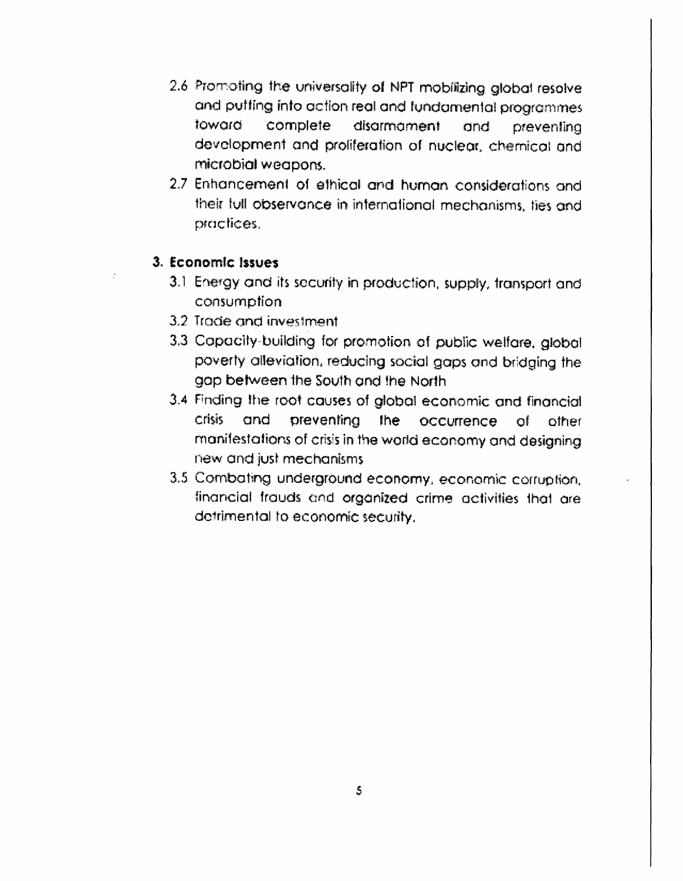2.6 Promoting the universality of NPT mobilizing global resolve and putting into action real and fundamental programmes toward complete disarmament and preventing development and proliferation of nuclear, chemical and microbial weapons.

2.7 Enhancement of ethical and human considerations and their full observance in international mechanisms, ties and practices.

**3. Economic Issues**

3.1 Energy and its security in production, supply, transport and consumption

3.2 Trade and investment

3.3 Capacity-building for promotion of public welfare, global poverty alleviation, reducing social gaps and bridging the gap between the South and the North

3.4 Finding the root causes of global economic and financial crisis and preventing the occurrence of other manifestations of crisis in the world economy and designing new and just mechanisms

3.5 Combating underground economy, economic corruption, financial frauds and organized crime activities that are detrimental to economic security.